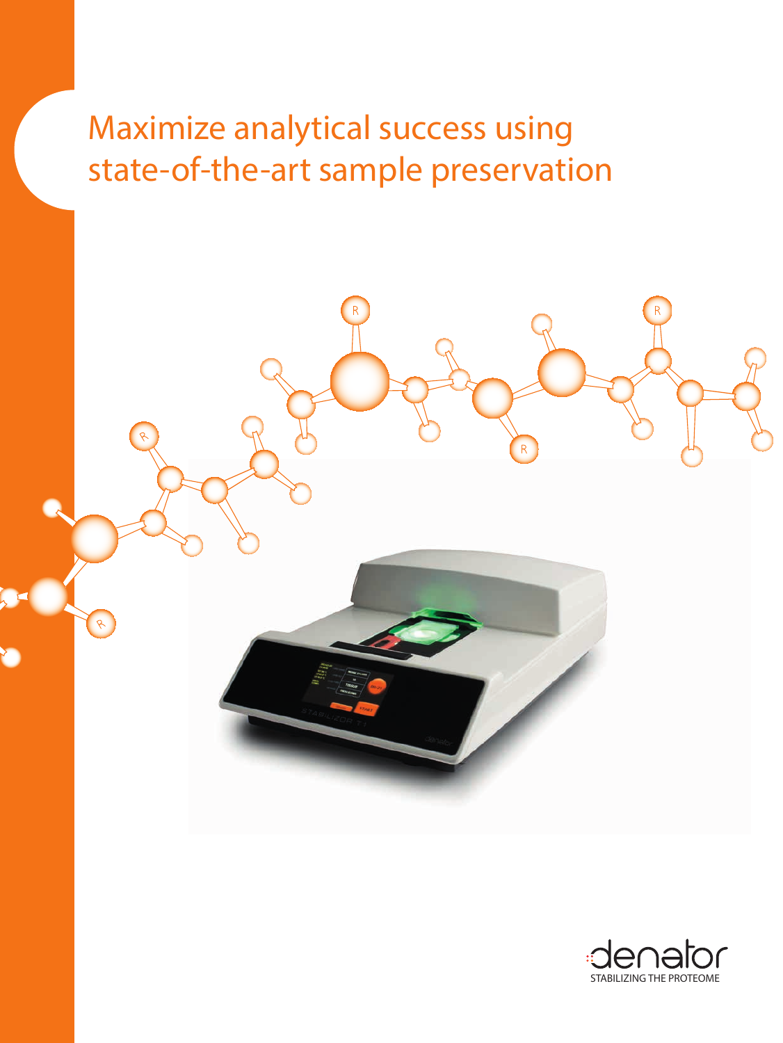# Maximize analytical success using state-of-the-art sample preservation

denator

STABILIZING THE PROTEOME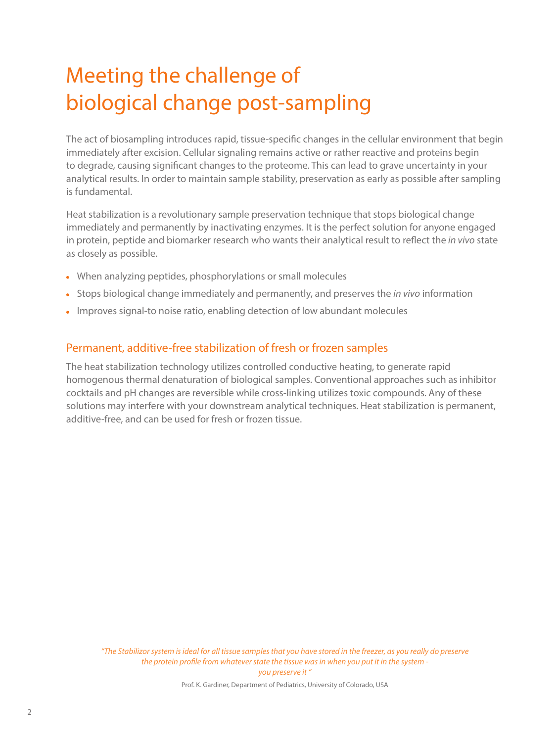# Meeting the challenge of biological change post-sampling

The act of biosampling introduces rapid, tissue-specific changes in the cellular environment that begin immediately after excision. Cellular signaling remains active or rather reactive and proteins begin to degrade, causing significant changes to the proteome. This can lead to grave uncertainty in your analytical results. In order to maintain sample stability, preservation as early as possible after sampling is fundamental.

Heat stabilization is a revolutionary sample preservation technique that stops biological change immediately and permanently by inactivating enzymes. It is the perfect solution for anyone engaged in protein, peptide and biomarker research who wants their analytical result to reflect the *in vivo* state as closely as possible.

- When analyzing peptides, phosphorylations or small molecules
- Stops biological change immediately and permanently, and preserves the *in vivo* information
- Improves signal-to noise ratio, enabling detection of low abundant molecules

## Permanent, additive-free stabilization of fresh or frozen samples

The heat stabilization technology utilizes controlled conductive heating, to generate rapid homogenous thermal denaturation of biological samples. Conventional approaches such as inhibitor cocktails and pH changes are reversible while cross-linking utilizes toxic compounds. Any of these solutions may interfere with your downstream analytical techniques. Heat stabilization is permanent, additive-free, and can be used for fresh or frozen tissue.

*"The Stabilizor system is ideal for all tissue samples that you have stored in the freezer, as you really do preserve the protein profile from whatever state the tissue was in when you put it in the system - you preserve it "*

Prof. K. Gardiner, Department of Pediatrics, University of Colorado, USA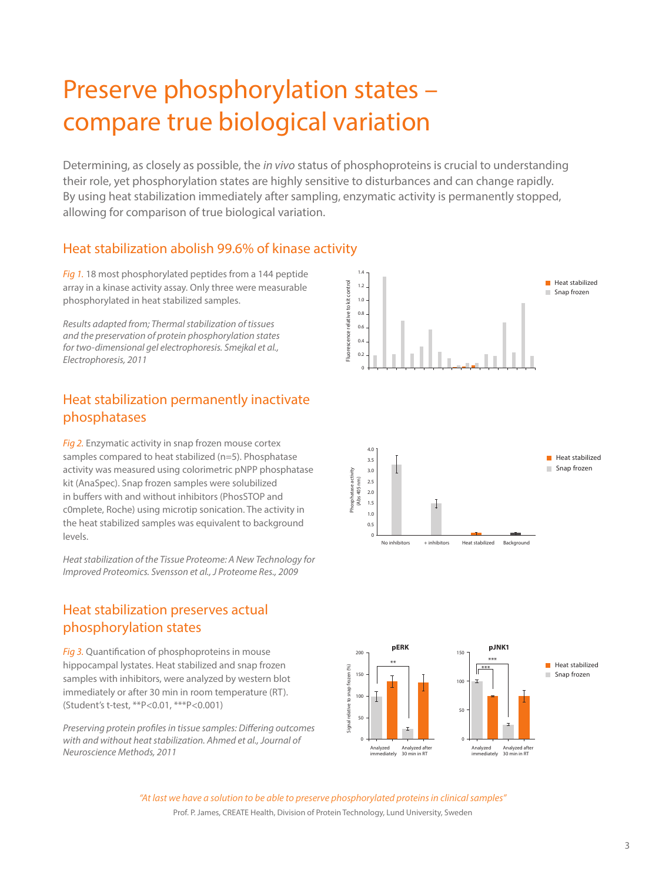# Preserve phosphorylation states – compare true biological variation

Determining, as closely as possible, the *in vivo* status of phosphoproteins is crucial to understanding their role, yet phosphorylation states are highly sensitive to disturbances and can change rapidly. By using heat stabilization immediately after sampling, enzymatic activity is permanently stopped, allowing for comparison of true biological variation.

## Heat stabilization abolish 99.6% of kinase activity

*Fig 1.* 18 most phosphorylated peptides from a 144 peptide array in a kinase activity assay. Only three were measurable phosphorylated in heat stabilized samples.

*Results adapted from; Thermal stabilization of tissues and the preservation of protein phosphorylation states for two-dimensional gel electrophoresis. Smejkal et al., Electrophoresis, 2011*

## Heat stabilization permanently inactivate phosphatases

*Fig 2.* Enzymatic activity in snap frozen mouse cortex samples compared to heat stabilized (n=5). Phosphatase activity was measured using colorimetric pNPP phosphatase kit (AnaSpec). Snap frozen samples were solubilized in buffers with and without inhibitors (PhosSTOP and c0mplete, Roche) using microtip sonication. The activity in the heat stabilized samples was equivalent to background levels.

*Heat stabilization of the Tissue Proteome: A New Technology for Improved Proteomics. Svensson et al., J Proteome Res., 2009*

## Heat stabilization preserves actual phosphorylation states

*Fig 3.* Quantification of phosphoproteins in mouse hippocampal lystates. Heat stabilized and snap frozen samples with inhibitors, were analyzed by western blot immediately or after 30 min in room temperature (RT). (Student's t-test, **P<0.01, ***P<0.001)

*Preserving protein profiles in tissue samples: Differing outcomes with and without heat stabilization. Ahmed et al., Journal of Neuroscience Methods, 2011*

*"At last we have a solution to be able to preserve phosphorylated proteins in clinical samples"*

Prof. P. James, CREATE Health, Division of Protein Technology, Lund University, Sweden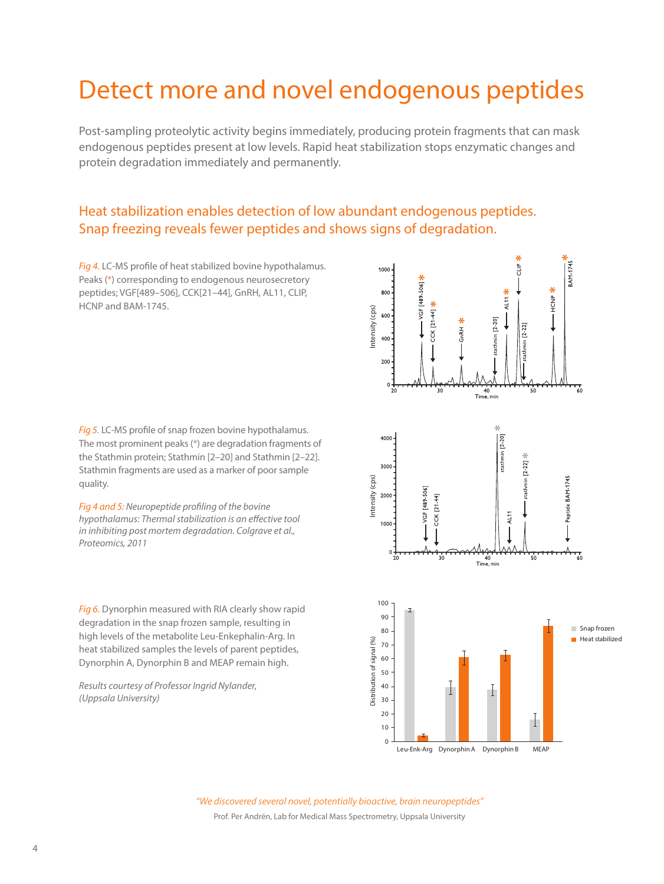# Detect more and novel endogenous peptides

Post-sampling proteolytic activity begins immediately, producing protein fragments that can mask endogenous peptides present at low levels. Rapid heat stabilization stops enzymatic changes and protein degradation immediately and permanently.

## Heat stabilization enables detection of low abundant endogenous peptides. Snap freezing reveals fewer peptides and shows signs of degradation.

*Fig 4.* LC-MS profile of heat stabilized bovine hypothalamus. Peaks (*) corresponding to endogenous neurosecretory peptides; VGF[489–506], CCK[21–44], GnRH, AL11, CLIP, HCNP and BAM-1745.

*Fig 5.* LC-MS profile of snap frozen bovine hypothalamus. The most prominent peaks (*) are degradation fragments of the Stathmin protein; Stathmin [2–20] and Stathmin [2–22]. Stathmin fragments are used as a marker of poor sample quality.

*Fig 4 and 5: Neuropeptide profiling of the bovine hypothalamus: Thermal stabilization is an effective tool in inhibiting post mortem degradation. Colgrave et al., Proteomics, 2011*

*Fig 6.* Dynorphin measured with RIA clearly show rapid degradation in the snap frozen sample, resulting in high levels of the metabolite Leu-Enkephalin-Arg. In heat stabilized samples the levels of parent peptides, Dynorphin A, Dynorphin B and MEAP remain high.

*Results courtesy of Professor Ingrid Nylander, (Uppsala University)*

*"We discovered several novel, potentially bioactive, brain neuropeptides"*

Prof. Per Andrén, Lab for Medical Mass Spectrometry, Uppsala University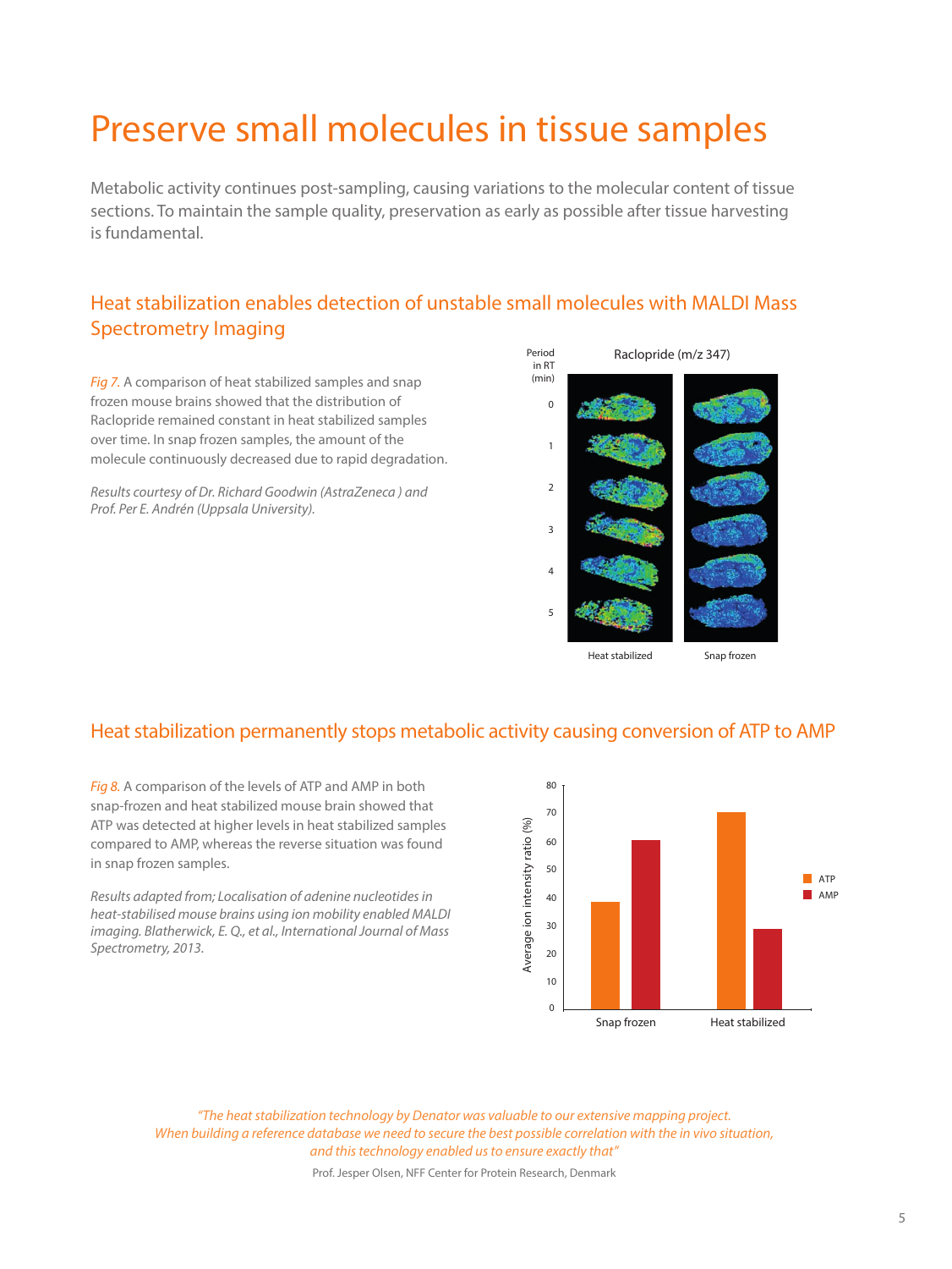# Preserve small molecules in tissue samples

Metabolic activity continues post-sampling, causing variations to the molecular content of tissue sections. To maintain the sample quality, preservation as early as possible after tissue harvesting is fundamental.

## Heat stabilization enables detection of unstable small molecules with MALDI Mass Spectrometry Imaging

*Fig 7.* A comparison of heat stabilized samples and snap frozen mouse brains showed that the distribution of Raclopride remained constant in heat stabilized samples over time. In snap frozen samples, the amount of the molecule continuously decreased due to rapid degradation.

*Results courtesy of Dr. Richard Goodwin (AstraZeneca ) and Prof. Per E. Andrén (Uppsala University).*

## Heat stabilization permanently stops metabolic activity causing conversion of ATP to AMP

*Fig 8.* A comparison of the levels of ATP and AMP in both snap-frozen and heat stabilized mouse brain showed that ATP was detected at higher levels in heat stabilized samples compared to AMP, whereas the reverse situation was found in snap frozen samples.

*Results adapted from; Localisation of adenine nucleotides in heat-stabilised mouse brains using ion mobility enabled MALDI imaging. Blatherwick, E. Q., et al., International Journal of Mass Spectrometry, 2013.*

*"The heat stabilization technology by Denator was valuable to our extensive mapping project. When building a reference database we need to secure the best possible correlation with the in vivo situation, and this technology enabled us to ensure exactly that"*

Prof. Jesper Olsen, NFF Center for Protein Research, Denmark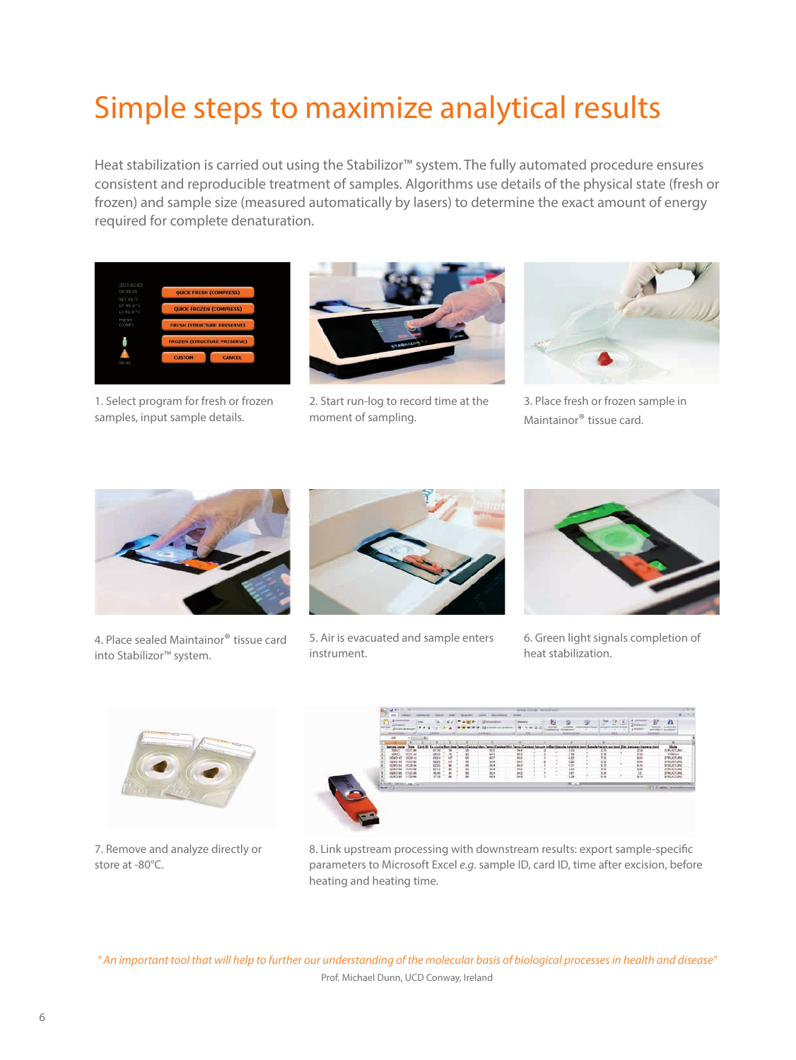# Simple steps to maximize analytical results

Heat stabilization is carried out using the Stabilizor™ system. The fully automated procedure ensures consistent and reproducible treatment of samples. Algorithms use details of the physical state (fresh or frozen) and sample size (measured automatically by lasers) to determine the exact amount of energy required for complete denaturation.

1. Select program for fresh or frozen samples, input sample details.

2. Start run-log to record time at the moment of sampling.

3. Place fresh or frozen sample in Maintainor® tissue card.

4. Place sealed Maintainor® tissue card into Stabilizor™ system.

5. Air is evacuated and sample enters instrument.

6. Green light signals completion of heat stabilization.

7. Remove and analyze directly or store at -80°C.

8. Link upstream processing with downstream results: export sample-specific parameters to Microsoft Excel *e.g.* sample ID, card ID, time after excision, before heating and heating time.

*"An important tool that will help to further our understanding of the molecular basis of biological processes in health and disease"*

Prof. Michael Dunn, UCD Conway, Ireland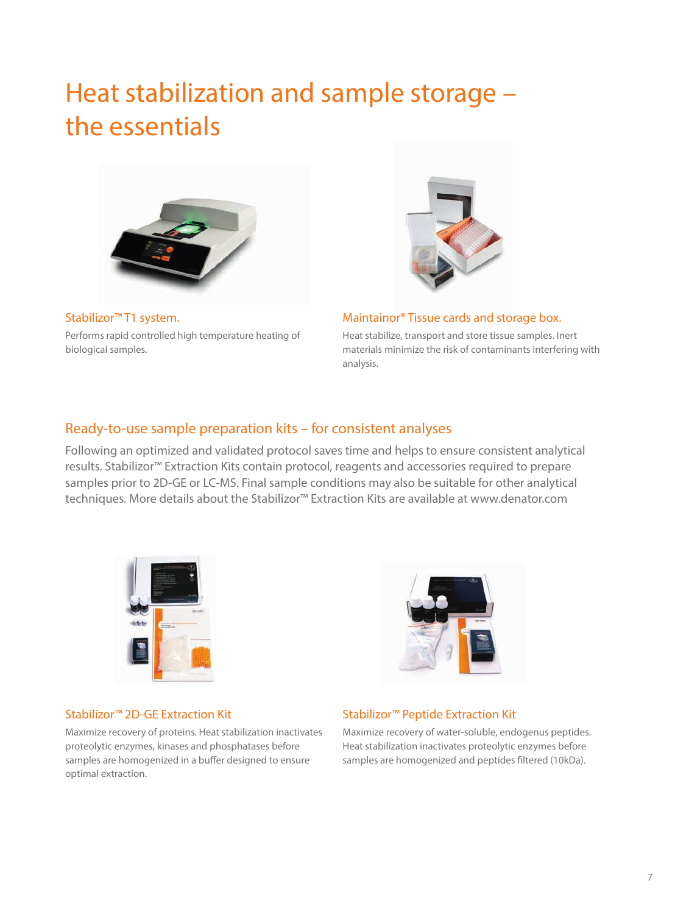# Heat stabilization and sample storage – the essentials

### Stabilizor™ T1 system.

Performs rapid controlled high temperature heating of biological samples.

### Maintainor® Tissue cards and storage box.

Heat stabilize, transport and store tissue samples. Inert materials minimize the risk of contaminants interfering with analysis.

## Ready-to-use sample preparation kits – for consistent analyses

Following an optimized and validated protocol saves time and helps to ensure consistent analytical results. Stabilizor™ Extraction Kits contain protocol, reagents and accessories required to prepare samples prior to 2D-GE or LC-MS. Final sample conditions may also be suitable for other analytical techniques. More details about the Stabilizor™ Extraction Kits are available at www.denator.com

### Stabilizor™ 2D-GE Extraction Kit

Maximize recovery of proteins. Heat stabilization inactivates proteolytic enzymes, kinases and phosphatases before samples are homogenized in a buffer designed to ensure optimal extraction.

### Stabilizor™ Peptide Extraction Kit

Maximize recovery of water-soluble, endogenus peptides. Heat stabilization inactivates proteolytic enzymes before samples are homogenized and peptides filtered (10kDa).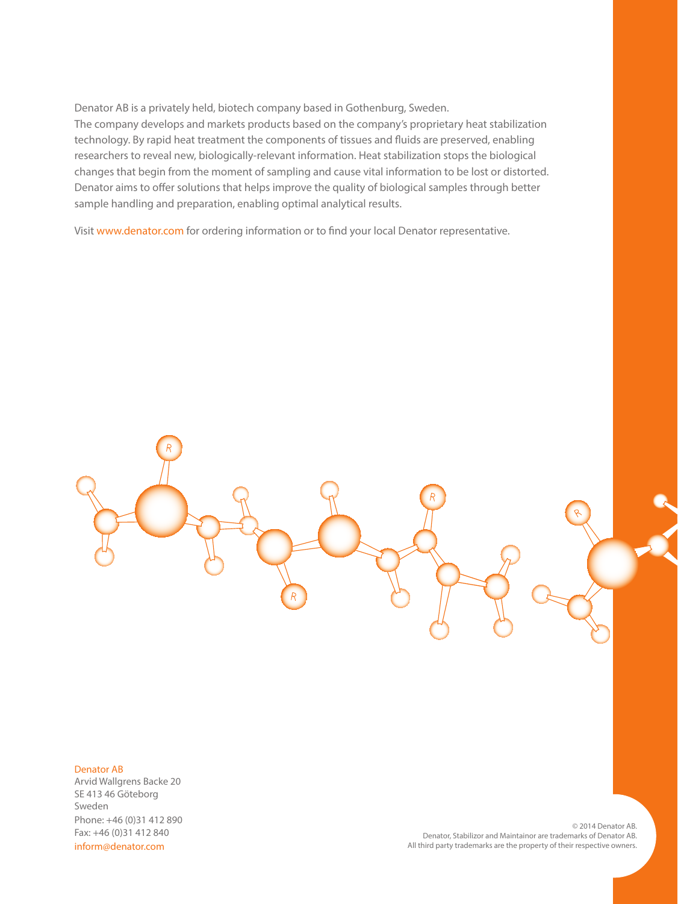Denator AB is a privately held, biotech company based in Gothenburg, Sweden.
The company develops and markets products based on the company's proprietary heat stabilization technology. By rapid heat treatment the components of tissues and fluids are preserved, enabling researchers to reveal new, biologically-relevant information. Heat stabilization stops the biological changes that begin from the moment of sampling and cause vital information to be lost or distorted. Denator aims to offer solutions that helps improve the quality of biological samples through better sample handling and preparation, enabling optimal analytical results.

Visit www.denator.com for ordering information or to find your local Denator representative.

Denator AB
Arvid Wallgrens Backe 20
SE 413 46 Göteborg
Sweden
Phone: +46 (0)31 412 890
Fax: +46 (0)31 412 840
inform@denator.com

© 2014 Denator AB.
Denator, Stabilizor and Maintainor are trademarks of Denator AB.
All third party trademarks are the property of their respective owners.